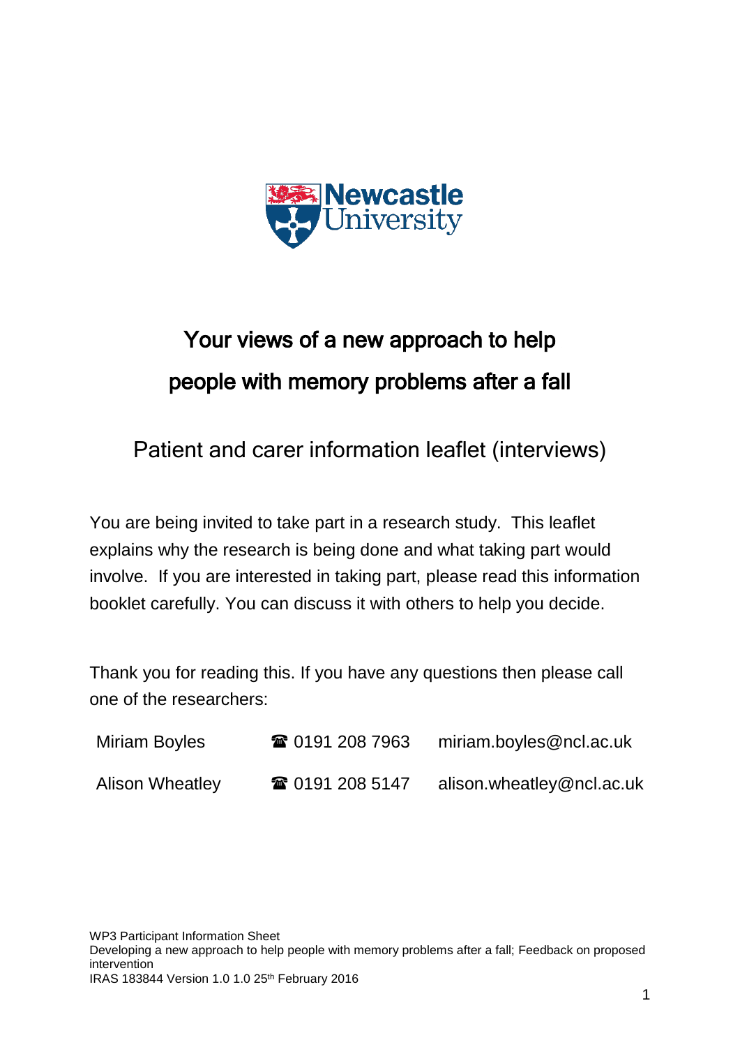Newcastle University

# Your views of a new approach to help people with memory problems after a fall

## Patient and carer information leaflet (interviews)

You are being invited to take part in a research study. This leaflet explains why the research is being done and what taking part would involve. If you are interested in taking part, please read this information booklet carefully. You can discuss it with others to help you decide.

Thank you for reading this. If you have any questions then please call one of the researchers:

| | | |
|---|---|---|
| Miriam Boyles | ☎ 0191 208 7963 | miriam.boyles@ncl.ac.uk |
| Alison Wheatley | ☎ 0191 208 5147 | alison.wheatley@ncl.ac.uk |

WP3 Participant Information Sheet
Developing a new approach to help people with memory problems after a fall; Feedback on proposed intervention
IRAS 183844 Version 1.0 1.0 25th February 2016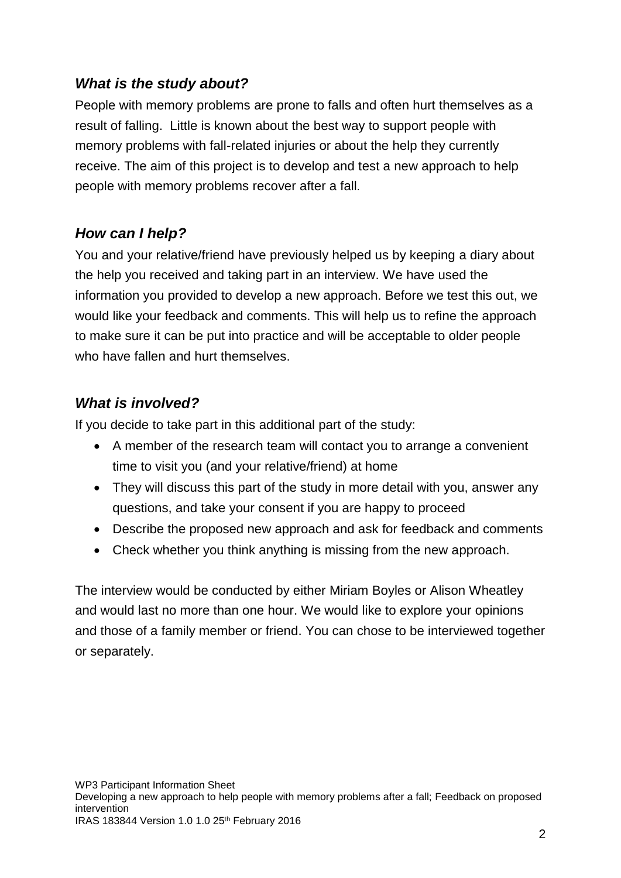## *What is the study about?*

People with memory problems are prone to falls and often hurt themselves as a result of falling. Little is known about the best way to support people with memory problems with fall-related injuries or about the help they currently receive. The aim of this project is to develop and test a new approach to help people with memory problems recover after a fall.

## *How can I help?*

You and your relative/friend have previously helped us by keeping a diary about the help you received and taking part in an interview. We have used the information you provided to develop a new approach. Before we test this out, we would like your feedback and comments. This will help us to refine the approach to make sure it can be put into practice and will be acceptable to older people who have fallen and hurt themselves.

## *What is involved?*

If you decide to take part in this additional part of the study:

- A member of the research team will contact you to arrange a convenient time to visit you (and your relative/friend) at home
- They will discuss this part of the study in more detail with you, answer any questions, and take your consent if you are happy to proceed
- Describe the proposed new approach and ask for feedback and comments
- Check whether you think anything is missing from the new approach.

The interview would be conducted by either Miriam Boyles or Alison Wheatley and would last no more than one hour. We would like to explore your opinions and those of a family member or friend. You can chose to be interviewed together or separately.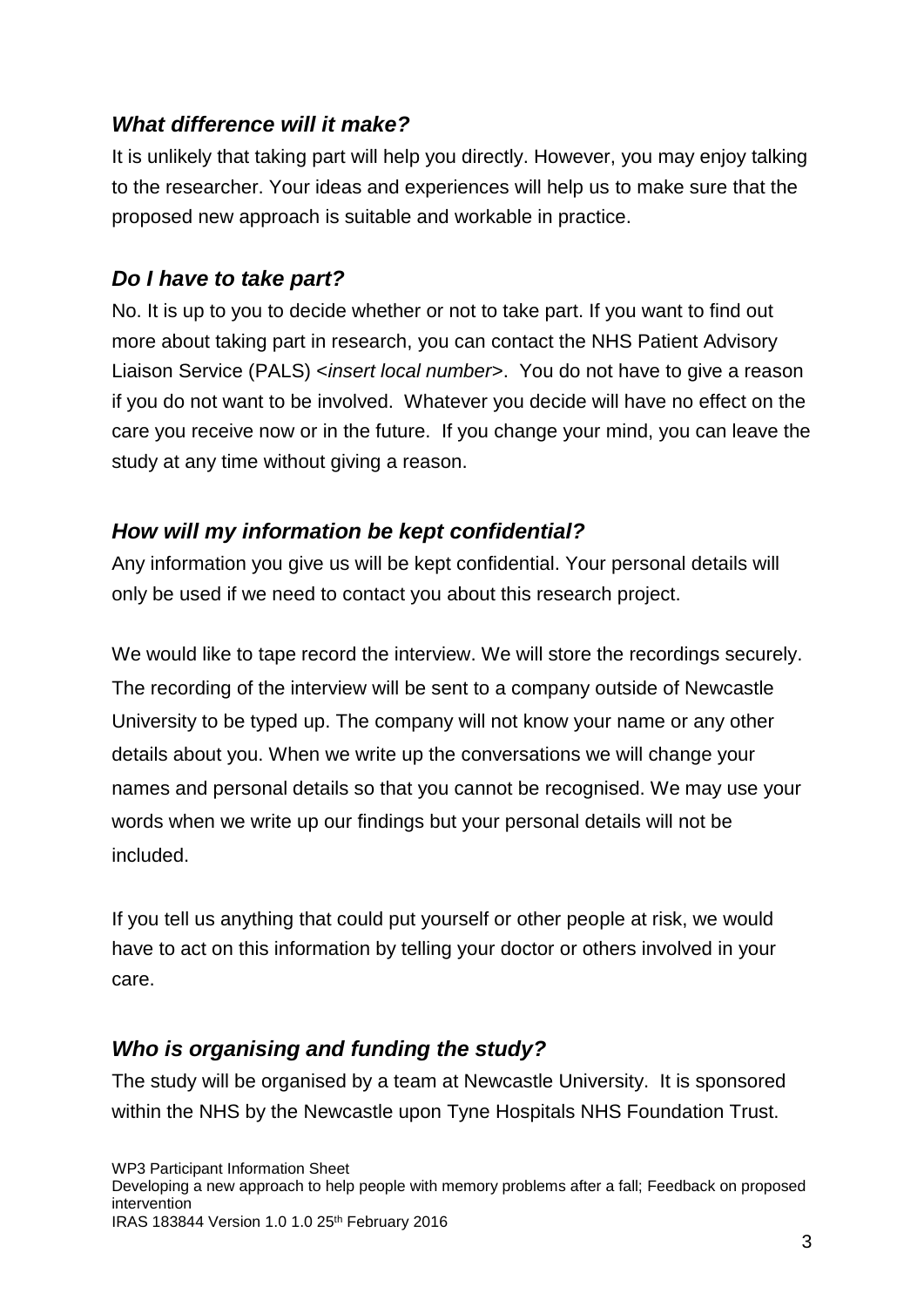### *What difference will it make?*

It is unlikely that taking part will help you directly. However, you may enjoy talking to the researcher. Your ideas and experiences will help us to make sure that the proposed new approach is suitable and workable in practice.

### *Do I have to take part?*

No. It is up to you to decide whether or not to take part. If you want to find out more about taking part in research, you can contact the NHS Patient Advisory Liaison Service (PALS) <*insert local number*>. You do not have to give a reason if you do not want to be involved. Whatever you decide will have no effect on the care you receive now or in the future. If you change your mind, you can leave the study at any time without giving a reason.

### *How will my information be kept confidential?*

Any information you give us will be kept confidential. Your personal details will only be used if we need to contact you about this research project.

We would like to tape record the interview. We will store the recordings securely. The recording of the interview will be sent to a company outside of Newcastle University to be typed up. The company will not know your name or any other details about you. When we write up the conversations we will change your names and personal details so that you cannot be recognised. We may use your words when we write up our findings but your personal details will not be included.

If you tell us anything that could put yourself or other people at risk, we would have to act on this information by telling your doctor or others involved in your care.

### *Who is organising and funding the study?*

The study will be organised by a team at Newcastle University. It is sponsored within the NHS by the Newcastle upon Tyne Hospitals NHS Foundation Trust.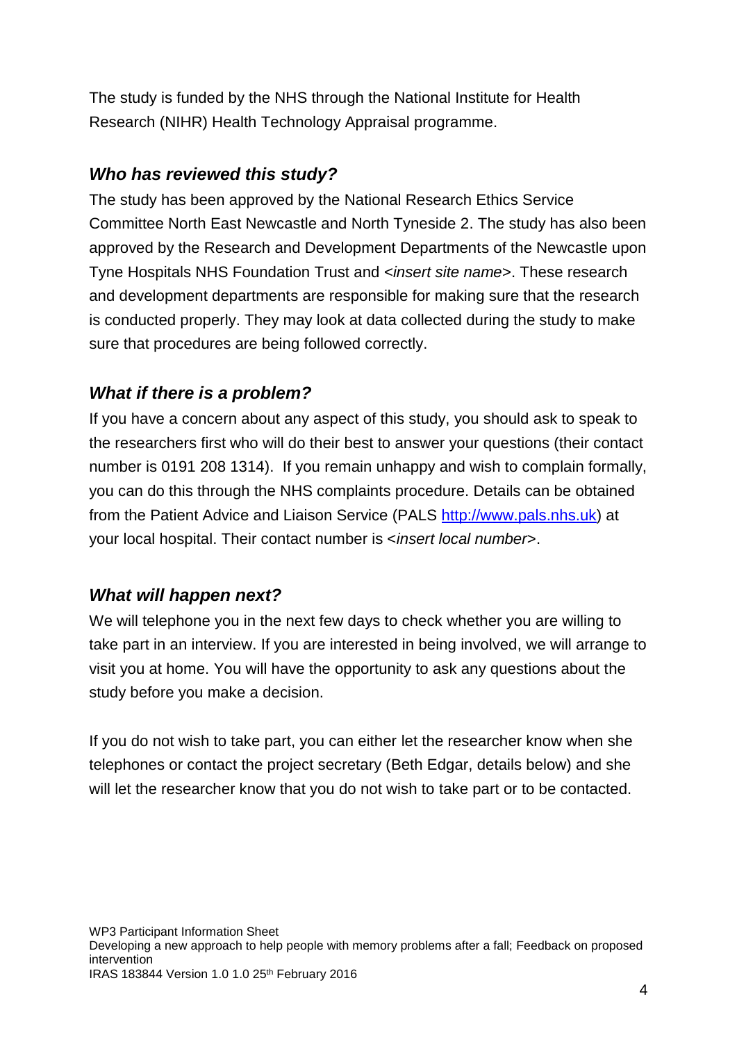The study is funded by the NHS through the National Institute for Health Research (NIHR) Health Technology Appraisal programme.

### *Who has reviewed this study?*

The study has been approved by the National Research Ethics Service Committee North East Newcastle and North Tyneside 2. The study has also been approved by the Research and Development Departments of the Newcastle upon Tyne Hospitals NHS Foundation Trust and <*insert site name*>. These research and development departments are responsible for making sure that the research is conducted properly. They may look at data collected during the study to make sure that procedures are being followed correctly.

### *What if there is a problem?*

If you have a concern about any aspect of this study, you should ask to speak to the researchers first who will do their best to answer your questions (their contact number is 0191 208 1314). If you remain unhappy and wish to complain formally, you can do this through the NHS complaints procedure. Details can be obtained from the Patient Advice and Liaison Service (PALS [http://www.pals.nhs.uk](http://www.pals.nhs.uk)) at your local hospital. Their contact number is <*insert local number*>.

### *What will happen next?*

We will telephone you in the next few days to check whether you are willing to take part in an interview. If you are interested in being involved, we will arrange to visit you at home. You will have the opportunity to ask any questions about the study before you make a decision.

If you do not wish to take part, you can either let the researcher know when she telephones or contact the project secretary (Beth Edgar, details below) and she will let the researcher know that you do not wish to take part or to be contacted.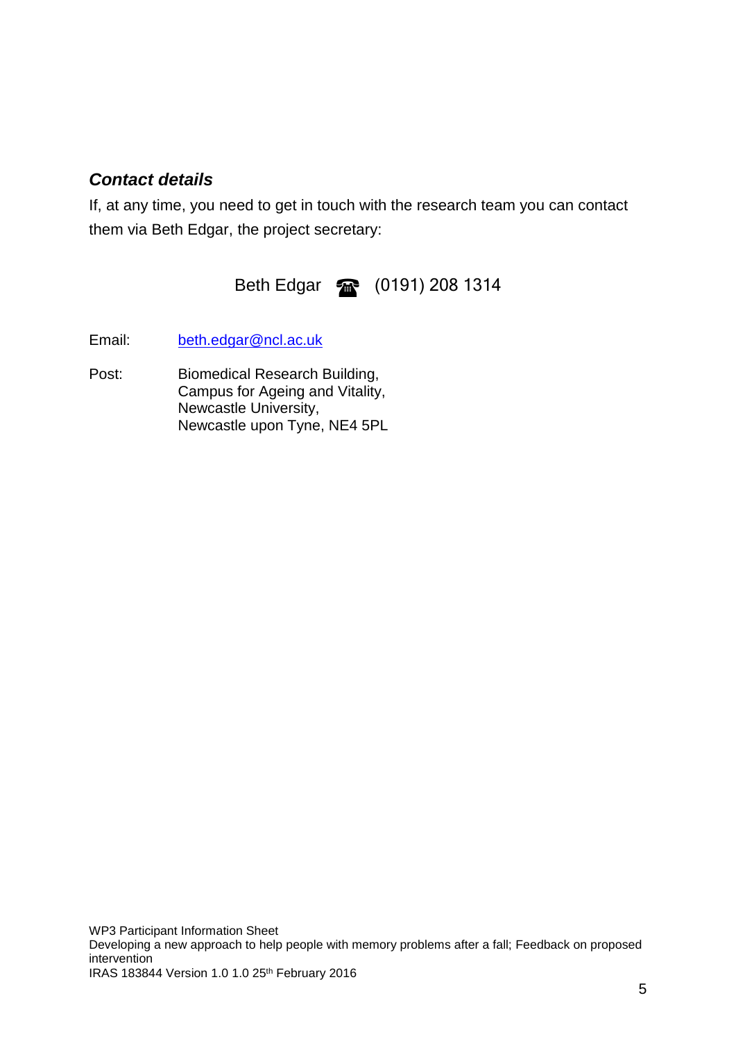### ***Contact details***

If, at any time, you need to get in touch with the research team you can contact them via Beth Edgar, the project secretary:

Beth Edgar ☎ (0191) 208 1314

Email: beth.edgar@ncl.ac.uk

Post: Biomedical Research Building,
Campus for Ageing and Vitality,
Newcastle University,
Newcastle upon Tyne, NE4 5PL